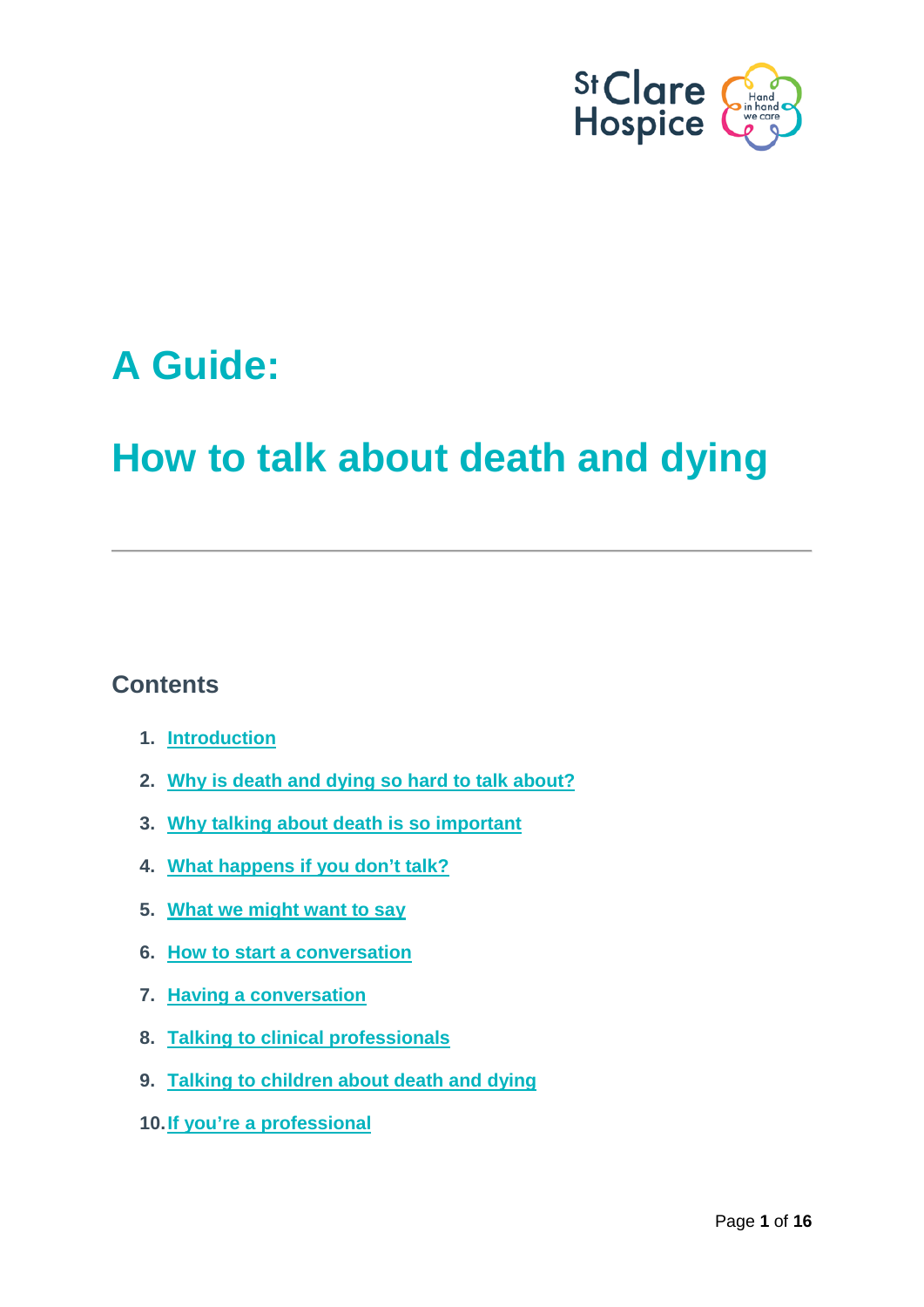# A Guide:

# How to talk about death and dying

## Contents

1. Introduction
2. Why is death and dying so hard to talk about?
3. Why talking about death is so important
4. What happens if you don't talk?
5. What we might want to say
6. How to start a conversation
7. Having a conversation
8. Talking to clinical professionals
9. Talking to children about death and dying
10. If you're a professional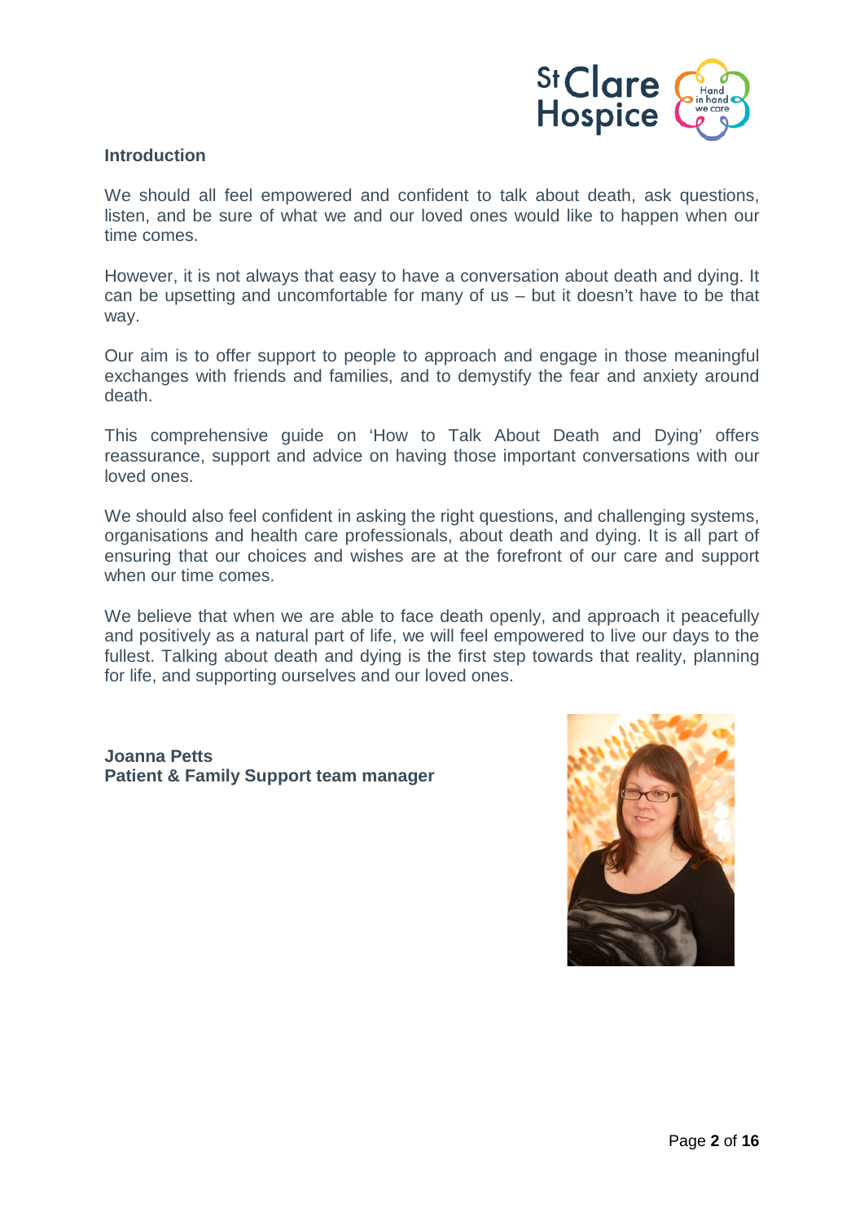## Introduction

We should all feel empowered and confident to talk about death, ask questions, listen, and be sure of what we and our loved ones would like to happen when our time comes.

However, it is not always that easy to have a conversation about death and dying. It can be upsetting and uncomfortable for many of us – but it doesn't have to be that way.

Our aim is to offer support to people to approach and engage in those meaningful exchanges with friends and families, and to demystify the fear and anxiety around death.

This comprehensive guide on 'How to Talk About Death and Dying' offers reassurance, support and advice on having those important conversations with our loved ones.

We should also feel confident in asking the right questions, and challenging systems, organisations and health care professionals, about death and dying. It is all part of ensuring that our choices and wishes are at the forefront of our care and support when our time comes.

We believe that when we are able to face death openly, and approach it peacefully and positively as a natural part of life, we will feel empowered to live our days to the fullest. Talking about death and dying is the first step towards that reality, planning for life, and supporting ourselves and our loved ones.

**Joanna Petts**
**Patient & Family Support team manager**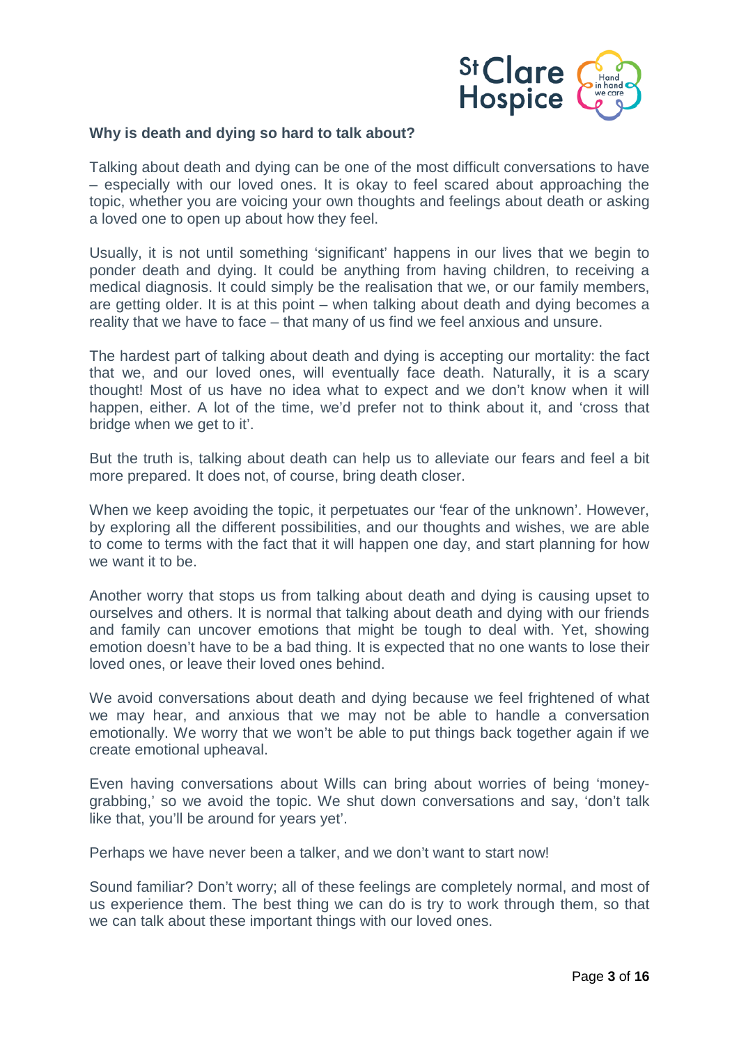**Why is death and dying so hard to talk about?**

Talking about death and dying can be one of the most difficult conversations to have – especially with our loved ones. It is okay to feel scared about approaching the topic, whether you are voicing your own thoughts and feelings about death or asking a loved one to open up about how they feel.

Usually, it is not until something 'significant' happens in our lives that we begin to ponder death and dying. It could be anything from having children, to receiving a medical diagnosis. It could simply be the realisation that we, or our family members, are getting older. It is at this point – when talking about death and dying becomes a reality that we have to face – that many of us find we feel anxious and unsure.

The hardest part of talking about death and dying is accepting our mortality: the fact that we, and our loved ones, will eventually face death. Naturally, it is a scary thought! Most of us have no idea what to expect and we don't know when it will happen, either. A lot of the time, we'd prefer not to think about it, and 'cross that bridge when we get to it'.

But the truth is, talking about death can help us to alleviate our fears and feel a bit more prepared. It does not, of course, bring death closer.

When we keep avoiding the topic, it perpetuates our 'fear of the unknown'. However, by exploring all the different possibilities, and our thoughts and wishes, we are able to come to terms with the fact that it will happen one day, and start planning for how we want it to be.

Another worry that stops us from talking about death and dying is causing upset to ourselves and others. It is normal that talking about death and dying with our friends and family can uncover emotions that might be tough to deal with. Yet, showing emotion doesn't have to be a bad thing. It is expected that no one wants to lose their loved ones, or leave their loved ones behind.

We avoid conversations about death and dying because we feel frightened of what we may hear, and anxious that we may not be able to handle a conversation emotionally. We worry that we won't be able to put things back together again if we create emotional upheaval.

Even having conversations about Wills can bring about worries of being 'money-grabbing,' so we avoid the topic. We shut down conversations and say, 'don't talk like that, you'll be around for years yet'.

Perhaps we have never been a talker, and we don't want to start now!

Sound familiar? Don't worry; all of these feelings are completely normal, and most of us experience them. The best thing we can do is try to work through them, so that we can talk about these important things with our loved ones.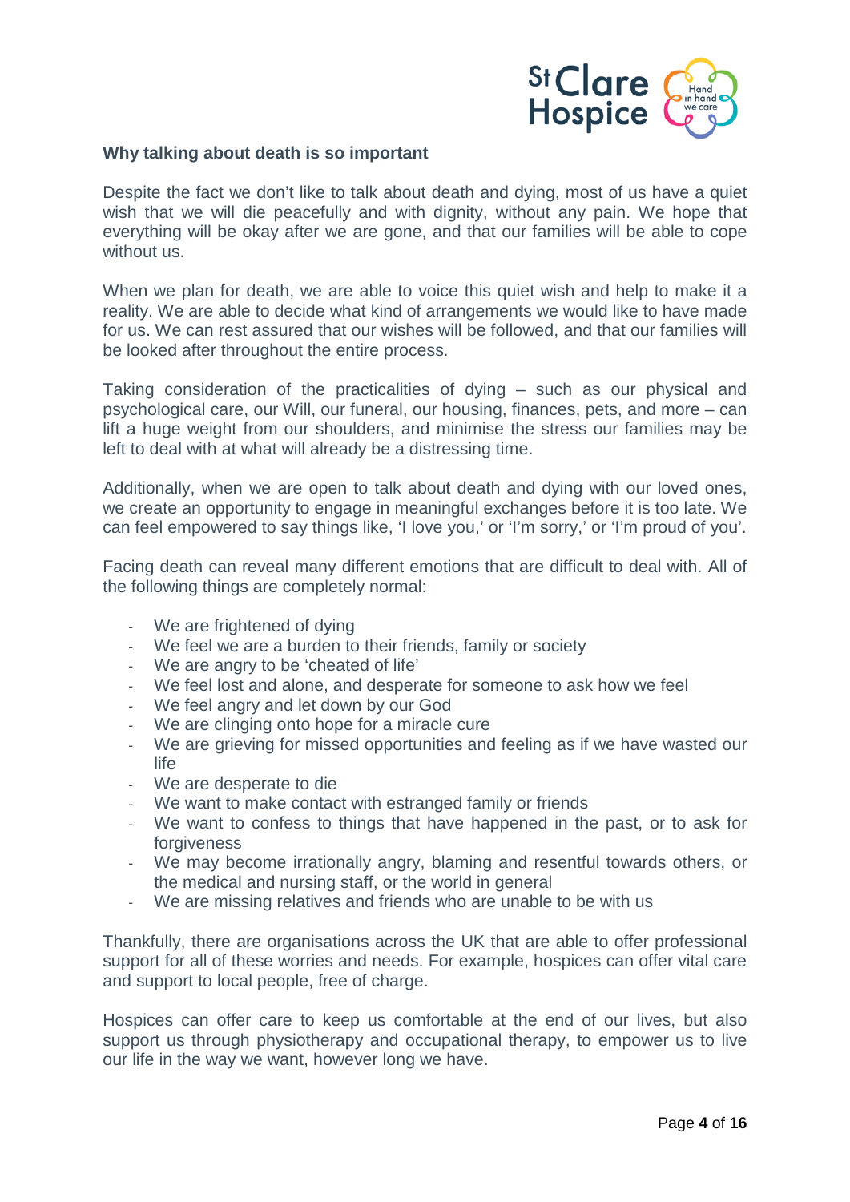**Why talking about death is so important**

Despite the fact we don't like to talk about death and dying, most of us have a quiet wish that we will die peacefully and with dignity, without any pain. We hope that everything will be okay after we are gone, and that our families will be able to cope without us.

When we plan for death, we are able to voice this quiet wish and help to make it a reality. We are able to decide what kind of arrangements we would like to have made for us. We can rest assured that our wishes will be followed, and that our families will be looked after throughout the entire process.

Taking consideration of the practicalities of dying – such as our physical and psychological care, our Will, our funeral, our housing, finances, pets, and more – can lift a huge weight from our shoulders, and minimise the stress our families may be left to deal with at what will already be a distressing time.

Additionally, when we are open to talk about death and dying with our loved ones, we create an opportunity to engage in meaningful exchanges before it is too late. We can feel empowered to say things like, 'I love you,' or 'I'm sorry,' or 'I'm proud of you'.

Facing death can reveal many different emotions that are difficult to deal with. All of the following things are completely normal:

- We are frightened of dying
- We feel we are a burden to their friends, family or society
- We are angry to be 'cheated of life'
- We feel lost and alone, and desperate for someone to ask how we feel
- We feel angry and let down by our God
- We are clinging onto hope for a miracle cure
- We are grieving for missed opportunities and feeling as if we have wasted our life
- We are desperate to die
- We want to make contact with estranged family or friends
- We want to confess to things that have happened in the past, or to ask for forgiveness
- We may become irrationally angry, blaming and resentful towards others, or the medical and nursing staff, or the world in general
- We are missing relatives and friends who are unable to be with us

Thankfully, there are organisations across the UK that are able to offer professional support for all of these worries and needs. For example, hospices can offer vital care and support to local people, free of charge.

Hospices can offer care to keep us comfortable at the end of our lives, but also support us through physiotherapy and occupational therapy, to empower us to live our life in the way we want, however long we have.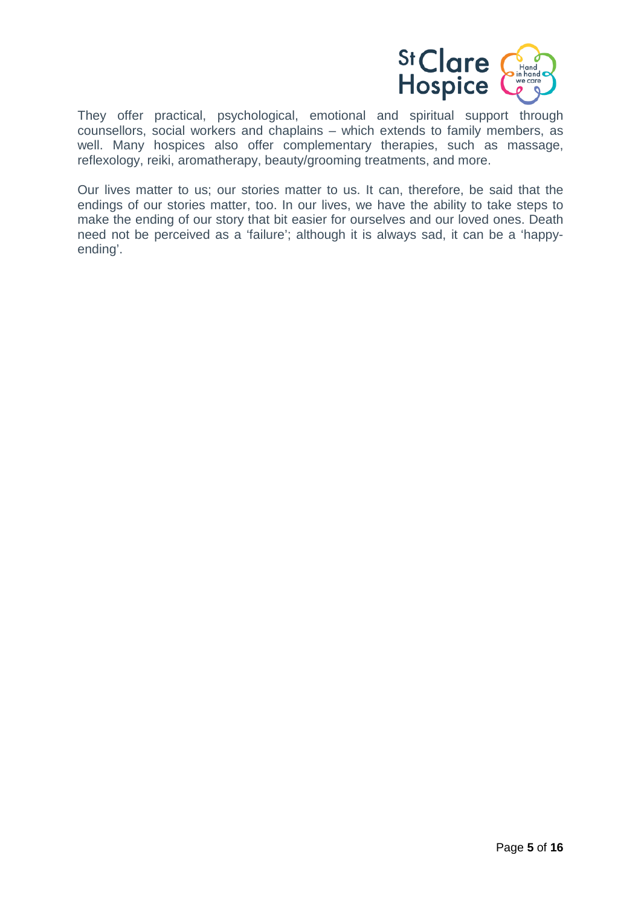They offer practical, psychological, emotional and spiritual support through counsellors, social workers and chaplains – which extends to family members, as well. Many hospices also offer complementary therapies, such as massage, reflexology, reiki, aromatherapy, beauty/grooming treatments, and more.

Our lives matter to us; our stories matter to us. It can, therefore, be said that the endings of our stories matter, too. In our lives, we have the ability to take steps to make the ending of our story that bit easier for ourselves and our loved ones. Death need not be perceived as a 'failure'; although it is always sad, it can be a 'happy-ending'.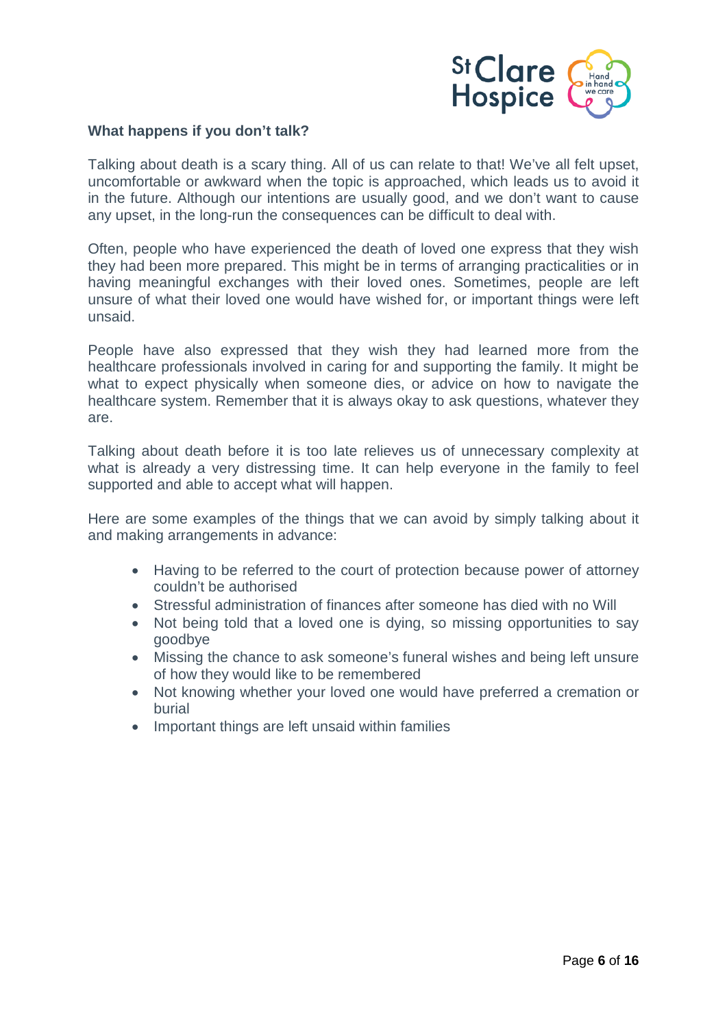### What happens if you don't talk?

Talking about death is a scary thing. All of us can relate to that! We've all felt upset, uncomfortable or awkward when the topic is approached, which leads us to avoid it in the future. Although our intentions are usually good, and we don't want to cause any upset, in the long-run the consequences can be difficult to deal with.

Often, people who have experienced the death of loved one express that they wish they had been more prepared. This might be in terms of arranging practicalities or in having meaningful exchanges with their loved ones. Sometimes, people are left unsure of what their loved one would have wished for, or important things were left unsaid.

People have also expressed that they wish they had learned more from the healthcare professionals involved in caring for and supporting the family. It might be what to expect physically when someone dies, or advice on how to navigate the healthcare system. Remember that it is always okay to ask questions, whatever they are.

Talking about death before it is too late relieves us of unnecessary complexity at what is already a very distressing time. It can help everyone in the family to feel supported and able to accept what will happen.

Here are some examples of the things that we can avoid by simply talking about it and making arrangements in advance:

- Having to be referred to the court of protection because power of attorney couldn't be authorised
- Stressful administration of finances after someone has died with no Will
- Not being told that a loved one is dying, so missing opportunities to say goodbye
- Missing the chance to ask someone's funeral wishes and being left unsure of how they would like to be remembered
- Not knowing whether your loved one would have preferred a cremation or burial
- Important things are left unsaid within families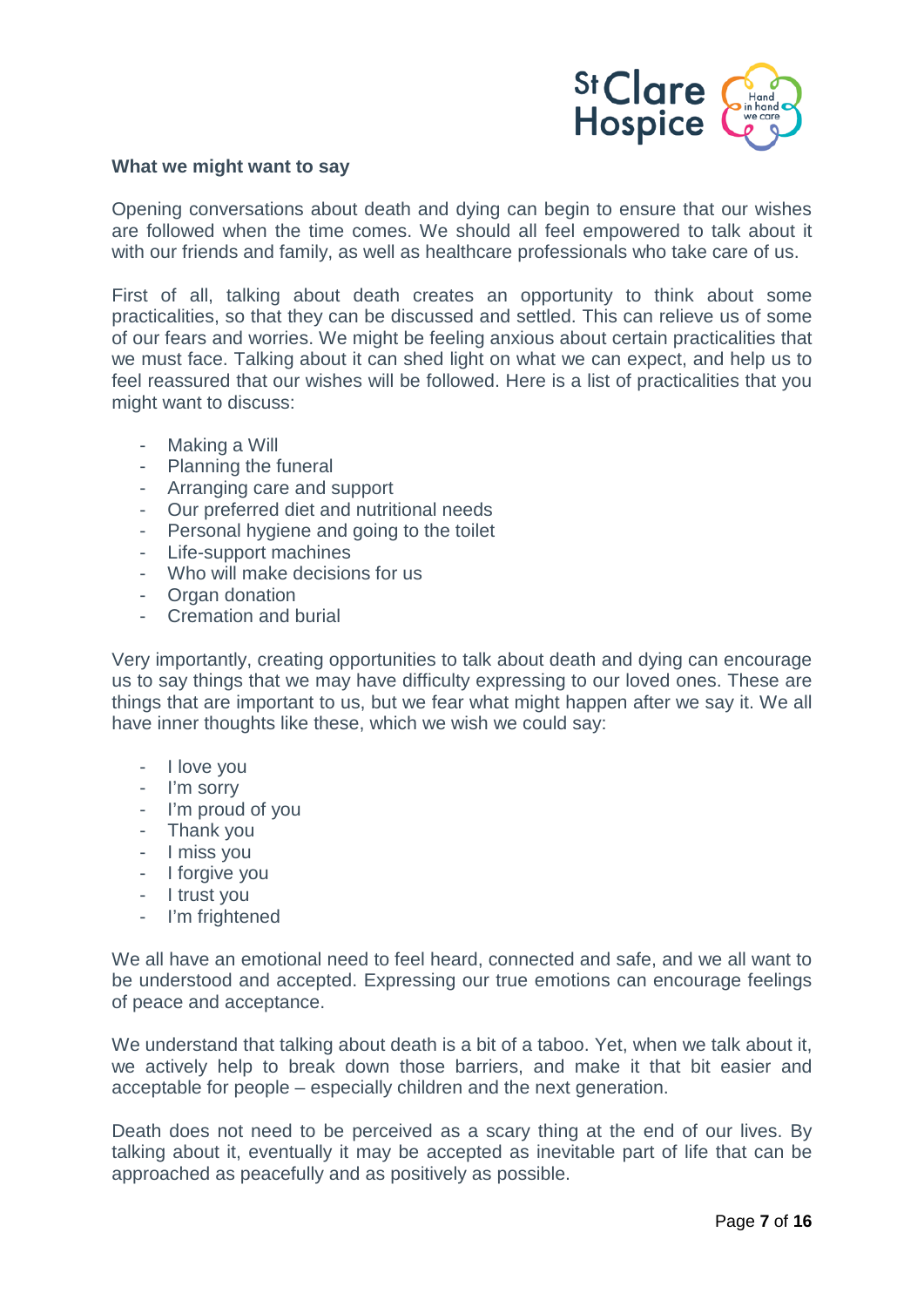**What we might want to say**

Opening conversations about death and dying can begin to ensure that our wishes are followed when the time comes. We should all feel empowered to talk about it with our friends and family, as well as healthcare professionals who take care of us.

First of all, talking about death creates an opportunity to think about some practicalities, so that they can be discussed and settled. This can relieve us of some of our fears and worries. We might be feeling anxious about certain practicalities that we must face. Talking about it can shed light on what we can expect, and help us to feel reassured that our wishes will be followed. Here is a list of practicalities that you might want to discuss:

- Making a Will
- Planning the funeral
- Arranging care and support
- Our preferred diet and nutritional needs
- Personal hygiene and going to the toilet
- Life-support machines
- Who will make decisions for us
- Organ donation
- Cremation and burial

Very importantly, creating opportunities to talk about death and dying can encourage us to say things that we may have difficulty expressing to our loved ones. These are things that are important to us, but we fear what might happen after we say it. We all have inner thoughts like these, which we wish we could say:

- I love you
- I'm sorry
- I'm proud of you
- Thank you
- I miss you
- I forgive you
- I trust you
- I'm frightened

We all have an emotional need to feel heard, connected and safe, and we all want to be understood and accepted. Expressing our true emotions can encourage feelings of peace and acceptance.

We understand that talking about death is a bit of a taboo. Yet, when we talk about it, we actively help to break down those barriers, and make it that bit easier and acceptable for people – especially children and the next generation.

Death does not need to be perceived as a scary thing at the end of our lives. By talking about it, eventually it may be accepted as inevitable part of life that can be approached as peacefully and as positively as possible.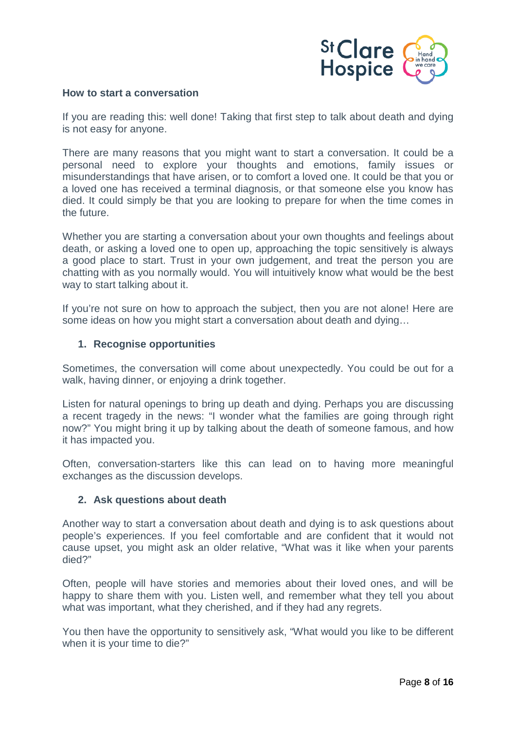## How to start a conversation

If you are reading this: well done! Taking that first step to talk about death and dying is not easy for anyone.

There are many reasons that you might want to start a conversation. It could be a personal need to explore your thoughts and emotions, family issues or misunderstandings that have arisen, or to comfort a loved one. It could be that you or a loved one has received a terminal diagnosis, or that someone else you know has died. It could simply be that you are looking to prepare for when the time comes in the future.

Whether you are starting a conversation about your own thoughts and feelings about death, or asking a loved one to open up, approaching the topic sensitively is always a good place to start. Trust in your own judgement, and treat the person you are chatting with as you normally would. You will intuitively know what would be the best way to start talking about it.

If you're not sure on how to approach the subject, then you are not alone! Here are some ideas on how you might start a conversation about death and dying…

### 1. Recognise opportunities

Sometimes, the conversation will come about unexpectedly. You could be out for a walk, having dinner, or enjoying a drink together.

Listen for natural openings to bring up death and dying. Perhaps you are discussing a recent tragedy in the news: "I wonder what the families are going through right now?" You might bring it up by talking about the death of someone famous, and how it has impacted you.

Often, conversation-starters like this can lead on to having more meaningful exchanges as the discussion develops.

### 2. Ask questions about death

Another way to start a conversation about death and dying is to ask questions about people's experiences. If you feel comfortable and are confident that it would not cause upset, you might ask an older relative, "What was it like when your parents died?"

Often, people will have stories and memories about their loved ones, and will be happy to share them with you. Listen well, and remember what they tell you about what was important, what they cherished, and if they had any regrets.

You then have the opportunity to sensitively ask, "What would you like to be different when it is your time to die?"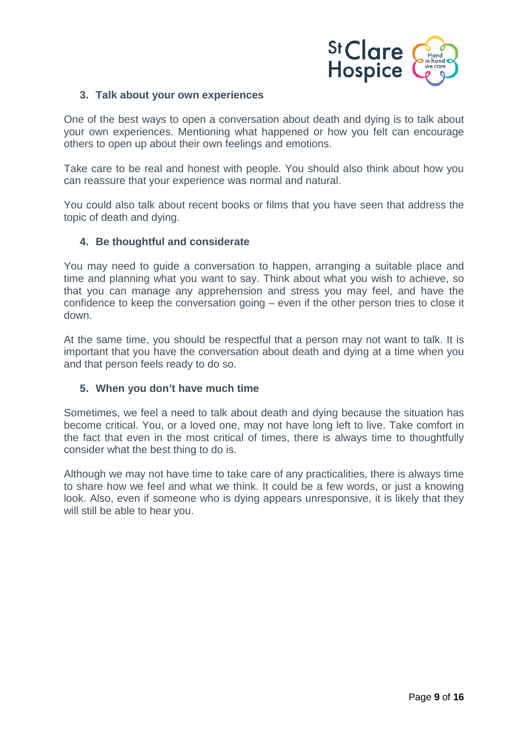### 3. Talk about your own experiences

One of the best ways to open a conversation about death and dying is to talk about your own experiences. Mentioning what happened or how you felt can encourage others to open up about their own feelings and emotions.

Take care to be real and honest with people. You should also think about how you can reassure that your experience was normal and natural.

You could also talk about recent books or films that you have seen that address the topic of death and dying.

### 4. Be thoughtful and considerate

You may need to guide a conversation to happen, arranging a suitable place and time and planning what you want to say. Think about what you wish to achieve, so that you can manage any apprehension and stress you may feel, and have the confidence to keep the conversation going – even if the other person tries to close it down.

At the same time, you should be respectful that a person may not want to talk. It is important that you have the conversation about death and dying at a time when you and that person feels ready to do so.

### 5. When you don't have much time

Sometimes, we feel a need to talk about death and dying because the situation has become critical. You, or a loved one, may not have long left to live. Take comfort in the fact that even in the most critical of times, there is always time to thoughtfully consider what the best thing to do is.

Although we may not have time to take care of any practicalities, there is always time to share how we feel and what we think. It could be a few words, or just a knowing look. Also, even if someone who is dying appears unresponsive, it is likely that they will still be able to hear you.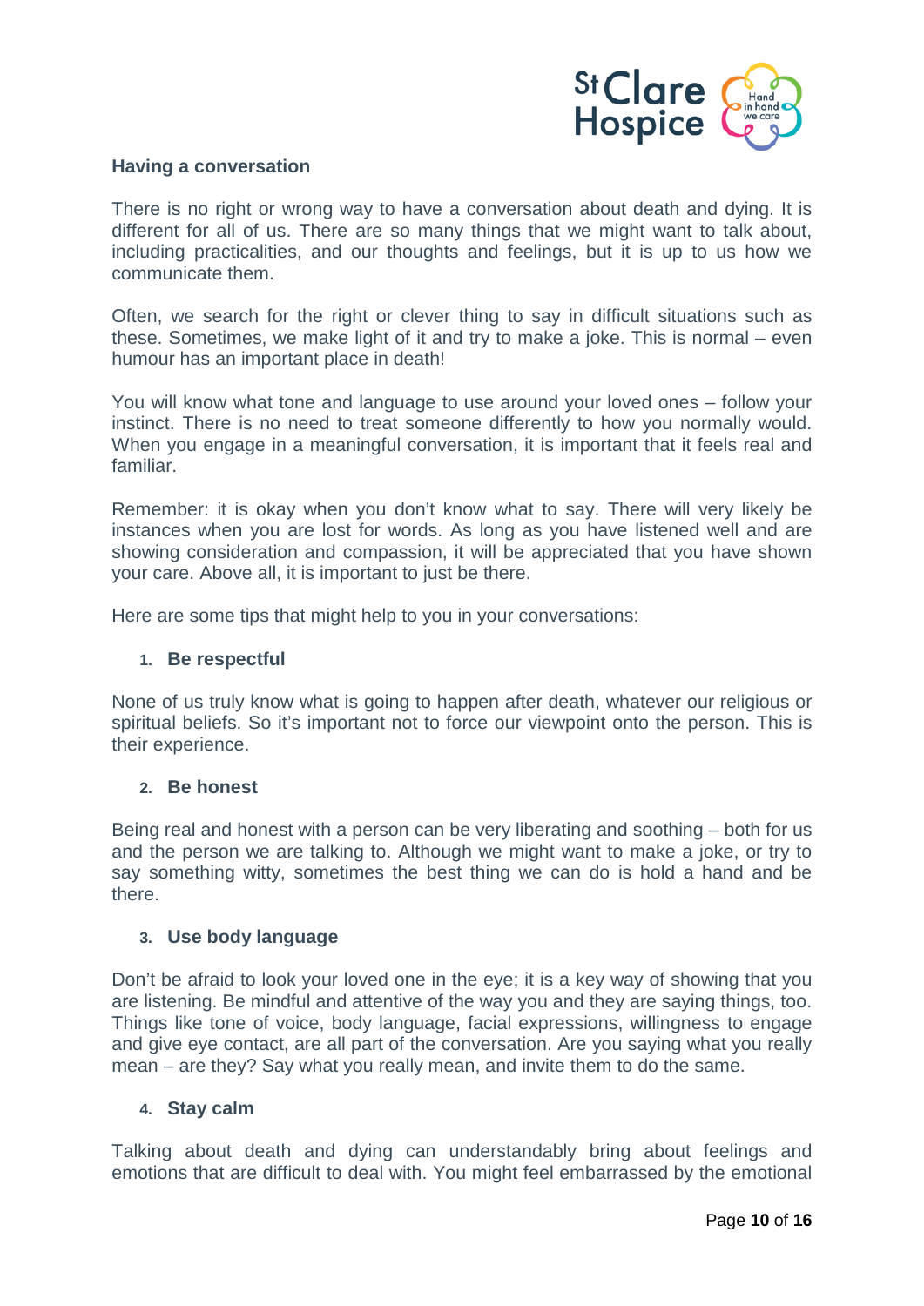## Having a conversation

There is no right or wrong way to have a conversation about death and dying. It is different for all of us. There are so many things that we might want to talk about, including practicalities, and our thoughts and feelings, but it is up to us how we communicate them.

Often, we search for the right or clever thing to say in difficult situations such as these. Sometimes, we make light of it and try to make a joke. This is normal – even humour has an important place in death!

You will know what tone and language to use around your loved ones – follow your instinct. There is no need to treat someone differently to how you normally would. When you engage in a meaningful conversation, it is important that it feels real and familiar.

Remember: it is okay when you don't know what to say. There will very likely be instances when you are lost for words. As long as you have listened well and are showing consideration and compassion, it will be appreciated that you have shown your care. Above all, it is important to just be there.

Here are some tips that might help to you in your conversations:

### 1. Be respectful

None of us truly know what is going to happen after death, whatever our religious or spiritual beliefs. So it's important not to force our viewpoint onto the person. This is their experience.

### 2. Be honest

Being real and honest with a person can be very liberating and soothing – both for us and the person we are talking to. Although we might want to make a joke, or try to say something witty, sometimes the best thing we can do is hold a hand and be there.

### 3. Use body language

Don't be afraid to look your loved one in the eye; it is a key way of showing that you are listening. Be mindful and attentive of the way you and they are saying things, too. Things like tone of voice, body language, facial expressions, willingness to engage and give eye contact, are all part of the conversation. Are you saying what you really mean – are they? Say what you really mean, and invite them to do the same.

### 4. Stay calm

Talking about death and dying can understandably bring about feelings and emotions that are difficult to deal with. You might feel embarrassed by the emotional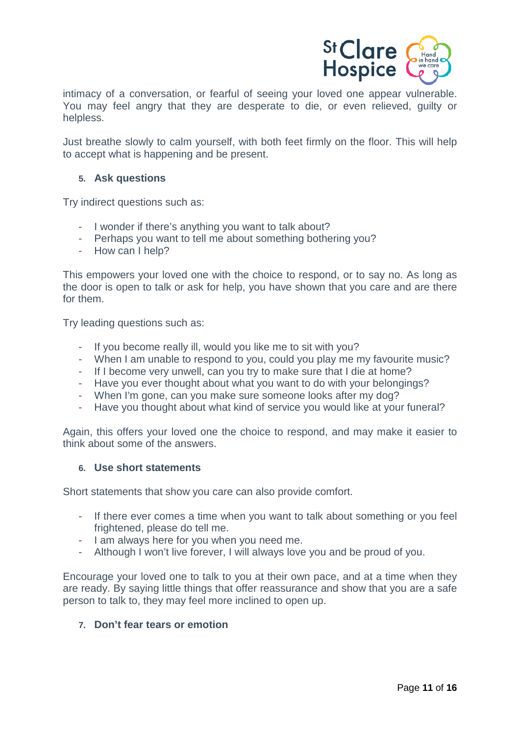intimacy of a conversation, or fearful of seeing your loved one appear vulnerable. You may feel angry that they are desperate to die, or even relieved, guilty or helpless.

Just breathe slowly to calm yourself, with both feet firmly on the floor. This will help to accept what is happening and be present.

### 5. Ask questions

Try indirect questions such as:

- I wonder if there's anything you want to talk about?
- Perhaps you want to tell me about something bothering you?
- How can I help?

This empowers your loved one with the choice to respond, or to say no. As long as the door is open to talk or ask for help, you have shown that you care and are there for them.

Try leading questions such as:

- If you become really ill, would you like me to sit with you?
- When I am unable to respond to you, could you play me my favourite music?
- If I become very unwell, can you try to make sure that I die at home?
- Have you ever thought about what you want to do with your belongings?
- When I'm gone, can you make sure someone looks after my dog?
- Have you thought about what kind of service you would like at your funeral?

Again, this offers your loved one the choice to respond, and may make it easier to think about some of the answers.

### 6. Use short statements

Short statements that show you care can also provide comfort.

- If there ever comes a time when you want to talk about something or you feel frightened, please do tell me.
- I am always here for you when you need me.
- Although I won't live forever, I will always love you and be proud of you.

Encourage your loved one to talk to you at their own pace, and at a time when they are ready. By saying little things that offer reassurance and show that you are a safe person to talk to, they may feel more inclined to open up.

### 7. Don't fear tears or emotion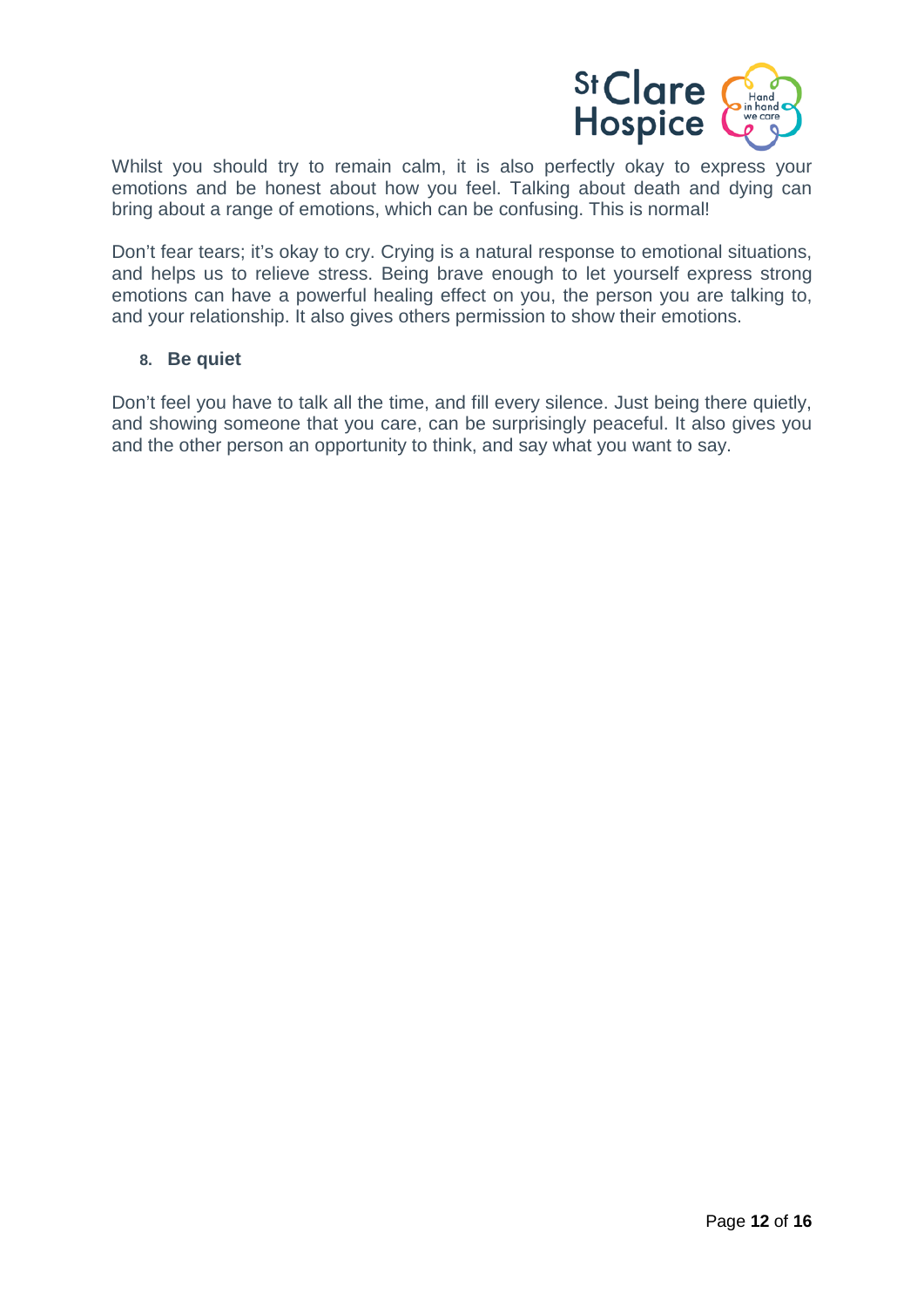Whilst you should try to remain calm, it is also perfectly okay to express your emotions and be honest about how you feel. Talking about death and dying can bring about a range of emotions, which can be confusing. This is normal!

Don't fear tears; it's okay to cry. Crying is a natural response to emotional situations, and helps us to relieve stress. Being brave enough to let yourself express strong emotions can have a powerful healing effect on you, the person you are talking to, and your relationship. It also gives others permission to show their emotions.

8. **Be quiet**

Don't feel you have to talk all the time, and fill every silence. Just being there quietly, and showing someone that you care, can be surprisingly peaceful. It also gives you and the other person an opportunity to think, and say what you want to say.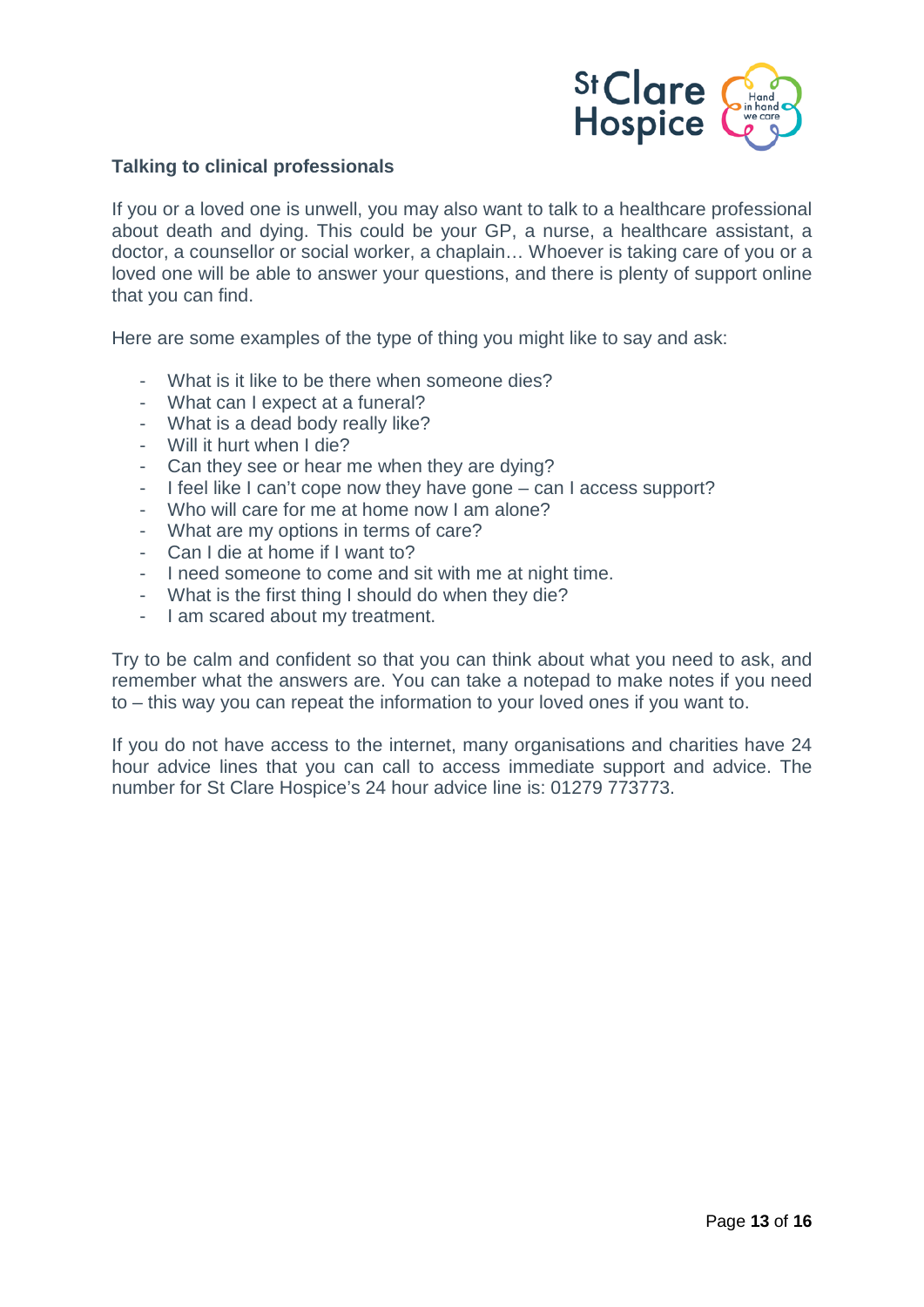## Talking to clinical professionals

If you or a loved one is unwell, you may also want to talk to a healthcare professional about death and dying. This could be your GP, a nurse, a healthcare assistant, a doctor, a counsellor or social worker, a chaplain… Whoever is taking care of you or a loved one will be able to answer your questions, and there is plenty of support online that you can find.

Here are some examples of the type of thing you might like to say and ask:

- What is it like to be there when someone dies?
- What can I expect at a funeral?
- What is a dead body really like?
- Will it hurt when I die?
- Can they see or hear me when they are dying?
- I feel like I can't cope now they have gone – can I access support?
- Who will care for me at home now I am alone?
- What are my options in terms of care?
- Can I die at home if I want to?
- I need someone to come and sit with me at night time.
- What is the first thing I should do when they die?
- I am scared about my treatment.

Try to be calm and confident so that you can think about what you need to ask, and remember what the answers are. You can take a notepad to make notes if you need to – this way you can repeat the information to your loved ones if you want to.

If you do not have access to the internet, many organisations and charities have 24 hour advice lines that you can call to access immediate support and advice. The number for St Clare Hospice's 24 hour advice line is: 01279 773773.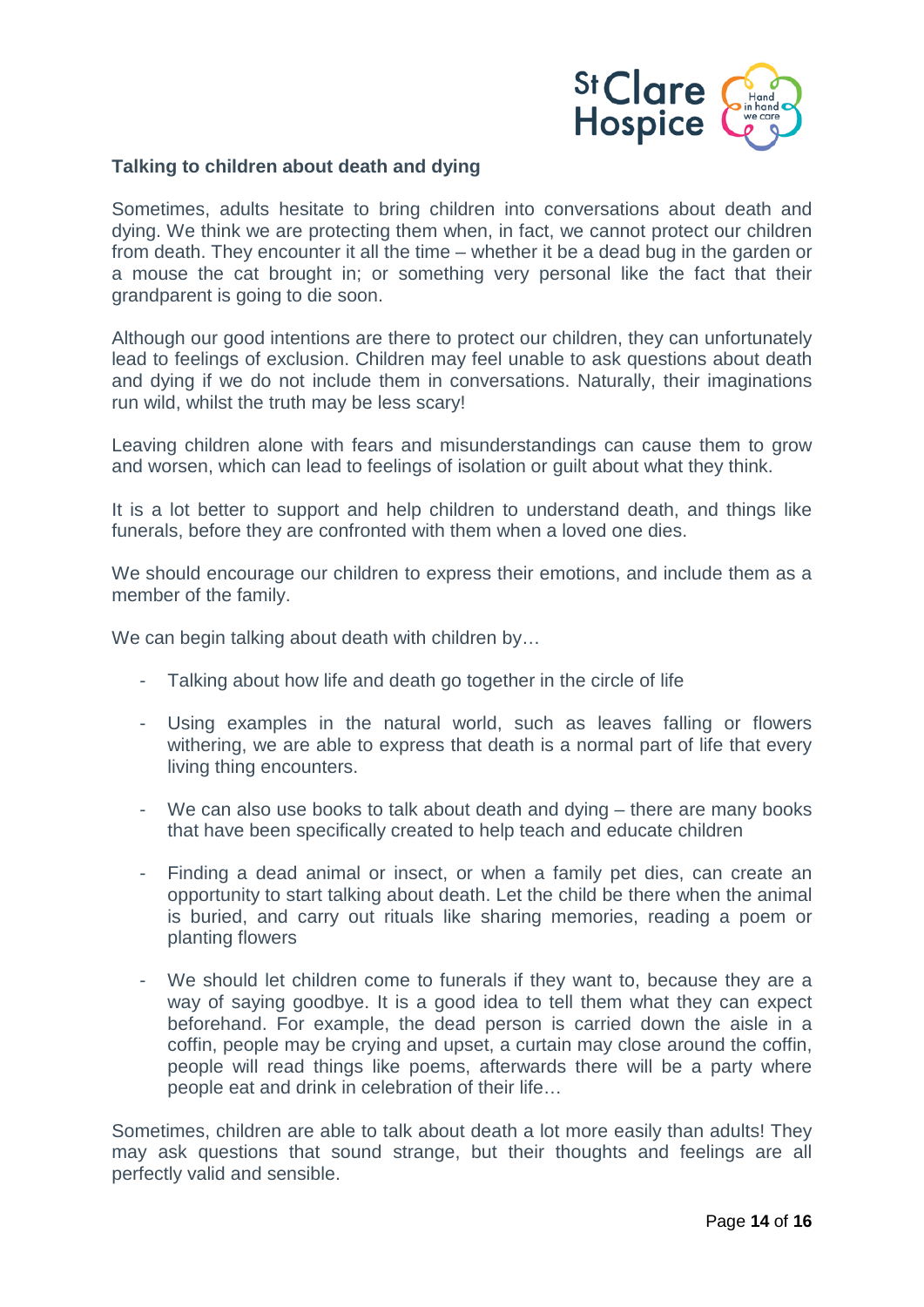**Talking to children about death and dying**

Sometimes, adults hesitate to bring children into conversations about death and dying. We think we are protecting them when, in fact, we cannot protect our children from death. They encounter it all the time – whether it be a dead bug in the garden or a mouse the cat brought in; or something very personal like the fact that their grandparent is going to die soon.

Although our good intentions are there to protect our children, they can unfortunately lead to feelings of exclusion. Children may feel unable to ask questions about death and dying if we do not include them in conversations. Naturally, their imaginations run wild, whilst the truth may be less scary!

Leaving children alone with fears and misunderstandings can cause them to grow and worsen, which can lead to feelings of isolation or guilt about what they think.

It is a lot better to support and help children to understand death, and things like funerals, before they are confronted with them when a loved one dies.

We should encourage our children to express their emotions, and include them as a member of the family.

We can begin talking about death with children by…

- Talking about how life and death go together in the circle of life
- Using examples in the natural world, such as leaves falling or flowers withering, we are able to express that death is a normal part of life that every living thing encounters.
- We can also use books to talk about death and dying – there are many books that have been specifically created to help teach and educate children
- Finding a dead animal or insect, or when a family pet dies, can create an opportunity to start talking about death. Let the child be there when the animal is buried, and carry out rituals like sharing memories, reading a poem or planting flowers
- We should let children come to funerals if they want to, because they are a way of saying goodbye. It is a good idea to tell them what they can expect beforehand. For example, the dead person is carried down the aisle in a coffin, people may be crying and upset, a curtain may close around the coffin, people will read things like poems, afterwards there will be a party where people eat and drink in celebration of their life…

Sometimes, children are able to talk about death a lot more easily than adults! They may ask questions that sound strange, but their thoughts and feelings are all perfectly valid and sensible.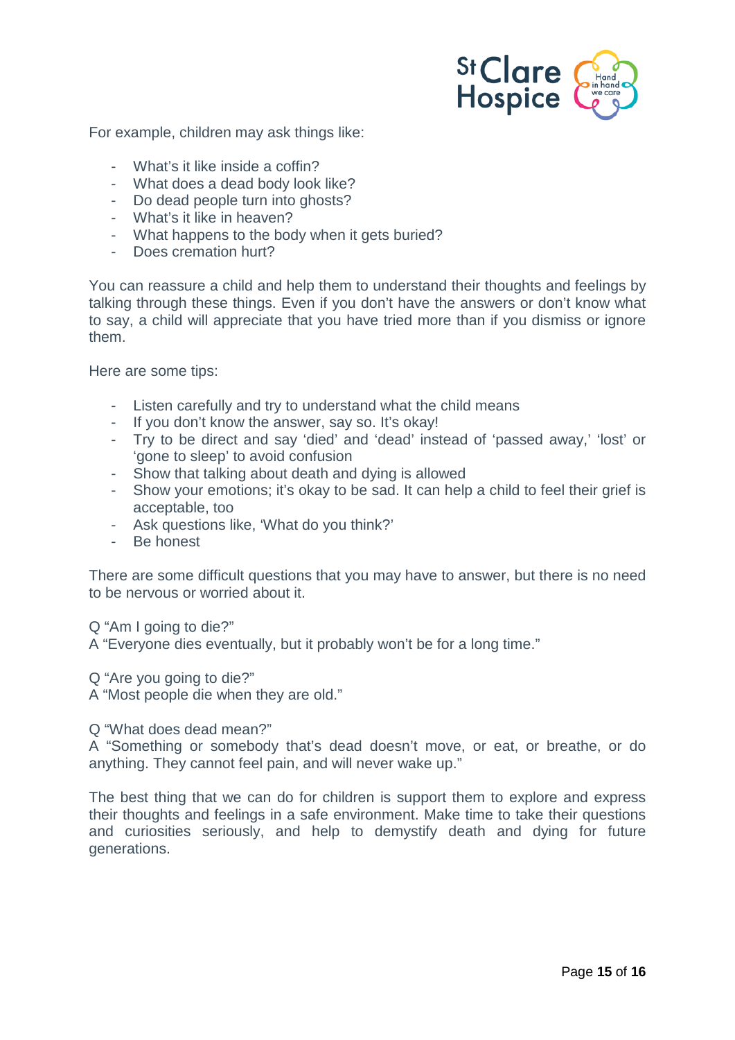For example, children may ask things like:

- What's it like inside a coffin?
- What does a dead body look like?
- Do dead people turn into ghosts?
- What's it like in heaven?
- What happens to the body when it gets buried?
- Does cremation hurt?

You can reassure a child and help them to understand their thoughts and feelings by talking through these things. Even if you don't have the answers or don't know what to say, a child will appreciate that you have tried more than if you dismiss or ignore them.

Here are some tips:

- Listen carefully and try to understand what the child means
- If you don't know the answer, say so. It's okay!
- Try to be direct and say 'died' and 'dead' instead of 'passed away,' 'lost' or 'gone to sleep' to avoid confusion
- Show that talking about death and dying is allowed
- Show your emotions; it's okay to be sad. It can help a child to feel their grief is acceptable, too
- Ask questions like, 'What do you think?'
- Be honest

There are some difficult questions that you may have to answer, but there is no need to be nervous or worried about it.

Q "Am I going to die?"
A "Everyone dies eventually, but it probably won't be for a long time."

Q "Are you going to die?"
A "Most people die when they are old."

Q "What does dead mean?"
A "Something or somebody that's dead doesn't move, or eat, or breathe, or do anything. They cannot feel pain, and will never wake up."

The best thing that we can do for children is support them to explore and express their thoughts and feelings in a safe environment. Make time to take their questions and curiosities seriously, and help to demystify death and dying for future generations.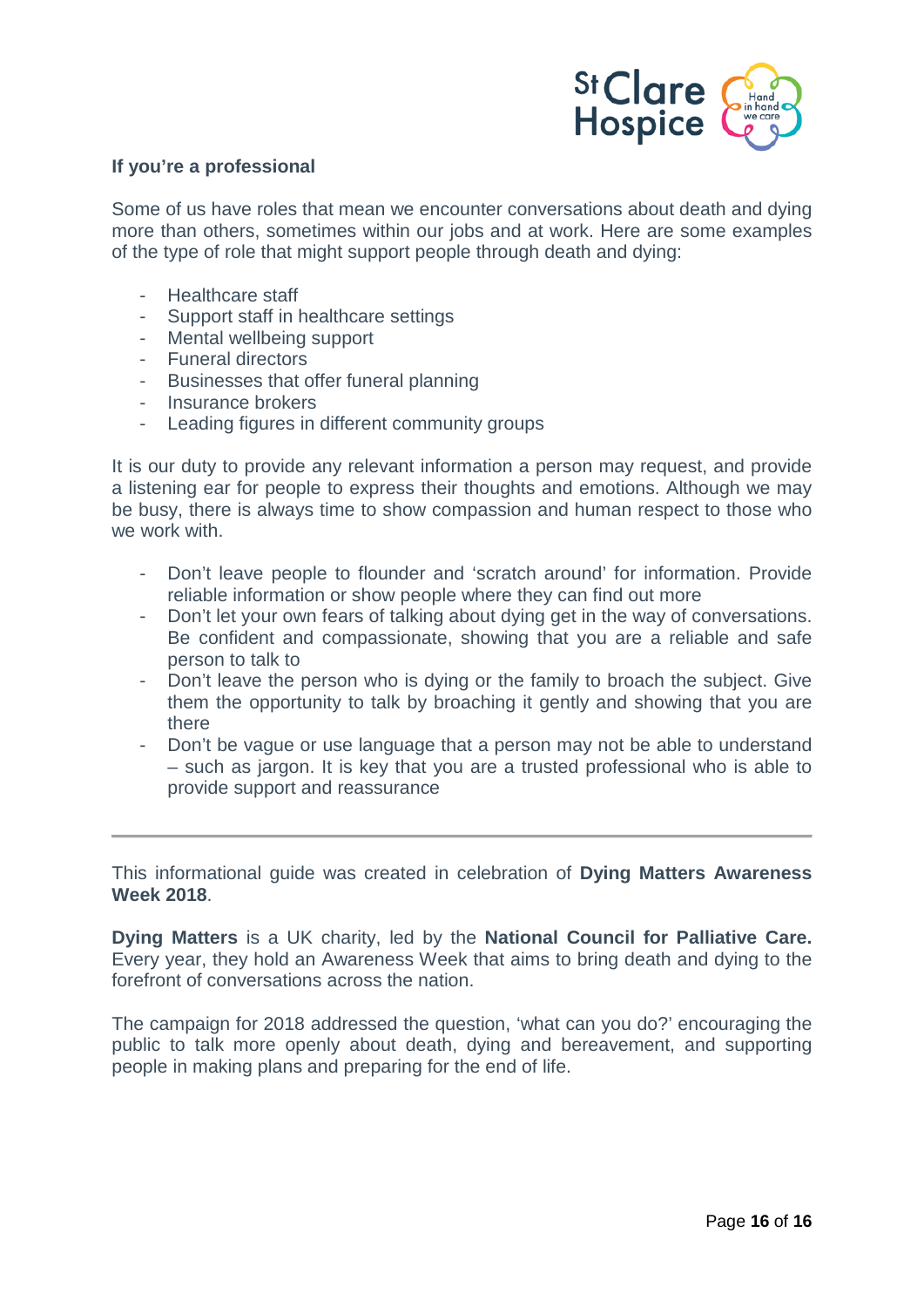## If you're a professional

Some of us have roles that mean we encounter conversations about death and dying more than others, sometimes within our jobs and at work. Here are some examples of the type of role that might support people through death and dying:

- Healthcare staff
- Support staff in healthcare settings
- Mental wellbeing support
- Funeral directors
- Businesses that offer funeral planning
- Insurance brokers
- Leading figures in different community groups

It is our duty to provide any relevant information a person may request, and provide a listening ear for people to express their thoughts and emotions. Although we may be busy, there is always time to show compassion and human respect to those who we work with.

- Don't leave people to flounder and 'scratch around' for information. Provide reliable information or show people where they can find out more
- Don't let your own fears of talking about dying get in the way of conversations. Be confident and compassionate, showing that you are a reliable and safe person to talk to
- Don't leave the person who is dying or the family to broach the subject. Give them the opportunity to talk by broaching it gently and showing that you are there
- Don't be vague or use language that a person may not be able to understand – such as jargon. It is key that you are a trusted professional who is able to provide support and reassurance

---

This informational guide was created in celebration of **Dying Matters Awareness Week 2018**.

**Dying Matters** is a UK charity, led by the **National Council for Palliative Care.** Every year, they hold an Awareness Week that aims to bring death and dying to the forefront of conversations across the nation.

The campaign for 2018 addressed the question, 'what can you do?' encouraging the public to talk more openly about death, dying and bereavement, and supporting people in making plans and preparing for the end of life.